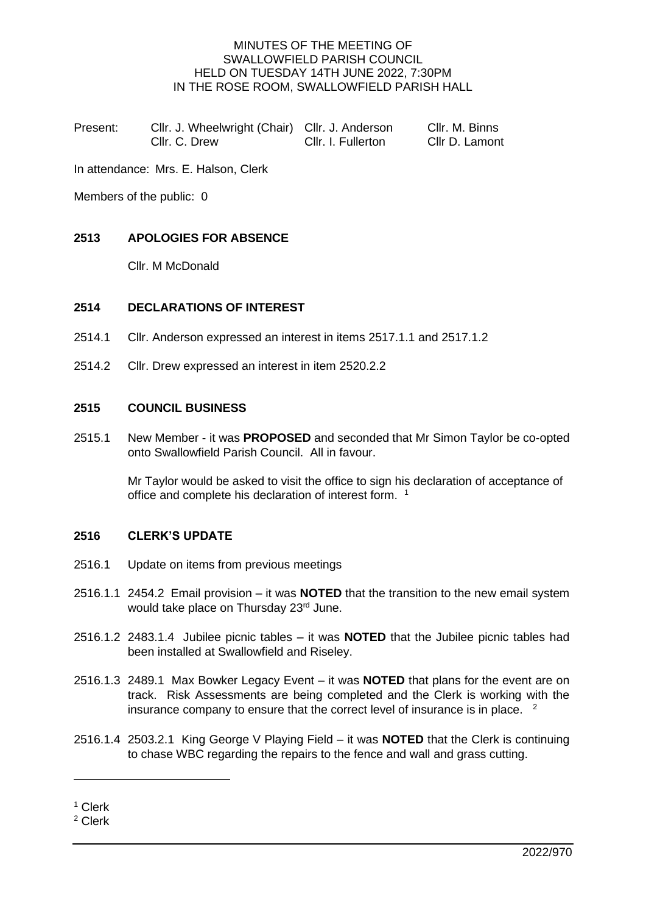MINUTES OF THE MEETING OF
SWALLOWFIELD PARISH COUNCIL
HELD ON TUESDAY 14TH JUNE 2022, 7:30PM
IN THE ROSE ROOM, SWALLOWFIELD PARISH HALL

| Present: | Cllr. J. Wheelwright (Chair) | Cllr. J. Anderson | Cllr. M. Binns |
|---|---|---|---|
| | Cllr. C. Drew | Cllr. I. Fullerton | Cllr D. Lamont |

In attendance: Mrs. E. Halson, Clerk

Members of the public: 0

## 2513 APOLOGIES FOR ABSENCE

Cllr. M McDonald

## 2514 DECLARATIONS OF INTEREST

2514.1 Cllr. Anderson expressed an interest in items 2517.1.1 and 2517.1.2

2514.2 Cllr. Drew expressed an interest in item 2520.2.2

## 2515 COUNCIL BUSINESS

2515.1 New Member - it was **PROPOSED** and seconded that Mr Simon Taylor be co-opted onto Swallowfield Parish Council. All in favour.

Mr Taylor would be asked to visit the office to sign his declaration of acceptance of office and complete his declaration of interest form. [1]

## 2516 CLERK'S UPDATE

2516.1 Update on items from previous meetings

2516.1.1 2454.2 Email provision – it was **NOTED** that the transition to the new email system would take place on Thursday 23rd June.

2516.1.2 2483.1.4 Jubilee picnic tables – it was **NOTED** that the Jubilee picnic tables had been installed at Swallowfield and Riseley.

2516.1.3 2489.1 Max Bowker Legacy Event – it was **NOTED** that plans for the event are on track. Risk Assessments are being completed and the Clerk is working with the insurance company to ensure that the correct level of insurance is in place. [2]

2516.1.4 2503.2.1 King George V Playing Field – it was **NOTED** that the Clerk is continuing to chase WBC regarding the repairs to the fence and wall and grass cutting.

[1] Clerk
[2] Clerk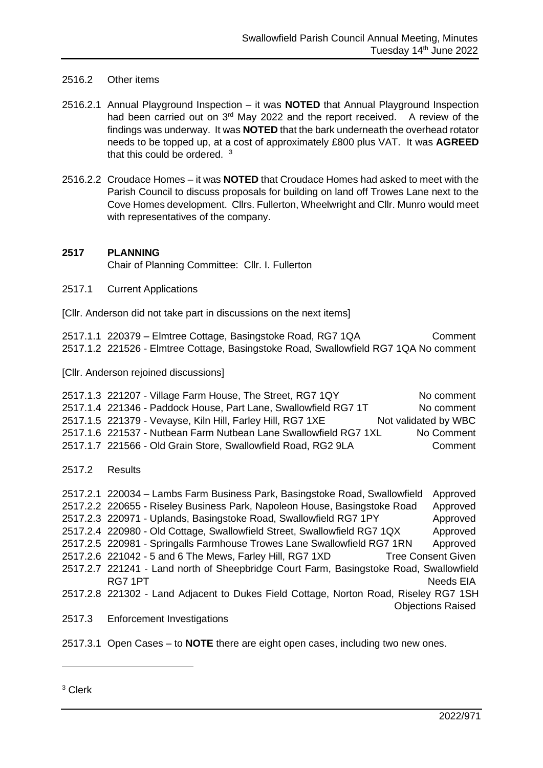2516.2 Other items

2516.2.1 Annual Playground Inspection – it was **NOTED** that Annual Playground Inspection had been carried out on 3rd May 2022 and the report received. A review of the findings was underway. It was **NOTED** that the bark underneath the overhead rotator needs to be topped up, at a cost of approximately £800 plus VAT. It was **AGREED** that this could be ordered. [3]

2516.2.2 Croudace Homes – it was **NOTED** that Croudace Homes had asked to meet with the Parish Council to discuss proposals for building on land off Trowes Lane next to the Cove Homes development. Cllrs. Fullerton, Wheelwright and Cllr. Munro would meet with representatives of the company.

## 2517 PLANNING

Chair of Planning Committee: Cllr. I. Fullerton

2517.1 Current Applications

[Cllr. Anderson did not take part in discussions on the next items]

2517.1.1 220379 – Elmtree Cottage, Basingstoke Road, RG7 1QA — Comment
2517.1.2 221526 - Elmtree Cottage, Basingstoke Road, Swallowfield RG7 1QA — No comment

[Cllr. Anderson rejoined discussions]

2517.1.3 221207 - Village Farm House, The Street, RG7 1QY — No comment
2517.1.4 221346 - Paddock House, Part Lane, Swallowfield RG7 1T — No comment
2517.1.5 221379 - Vevayse, Kiln Hill, Farley Hill, RG7 1XE — Not validated by WBC
2517.1.6 221537 - Nutbean Farm Nutbean Lane Swallowfield RG7 1XL — No Comment
2517.1.7 221566 - Old Grain Store, Swallowfield Road, RG2 9LA — Comment

2517.2 Results

2517.2.1 220034 – Lambs Farm Business Park, Basingstoke Road, Swallowfield — Approved
2517.2.2 220655 - Riseley Business Park, Napoleon House, Basingstoke Road — Approved
2517.2.3 220971 - Uplands, Basingstoke Road, Swallowfield RG7 1PY — Approved
2517.2.4 220980 - Old Cottage, Swallowfield Street, Swallowfield RG7 1QX — Approved
2517.2.5 220981 - Springalls Farmhouse Trowes Lane Swallowfield RG7 1RN — Approved
2517.2.6 221042 - 5 and 6 The Mews, Farley Hill, RG7 1XD — Tree Consent Given
2517.2.7 221241 - Land north of Sheepbridge Court Farm, Basingstoke Road, Swallowfield RG7 1PT — Needs EIA
2517.2.8 221302 - Land Adjacent to Dukes Field Cottage, Norton Road, Riseley RG7 1SH — Objections Raised

2517.3 Enforcement Investigations

2517.3.1 Open Cases – to **NOTE** there are eight open cases, including two new ones.

---

[3] Clerk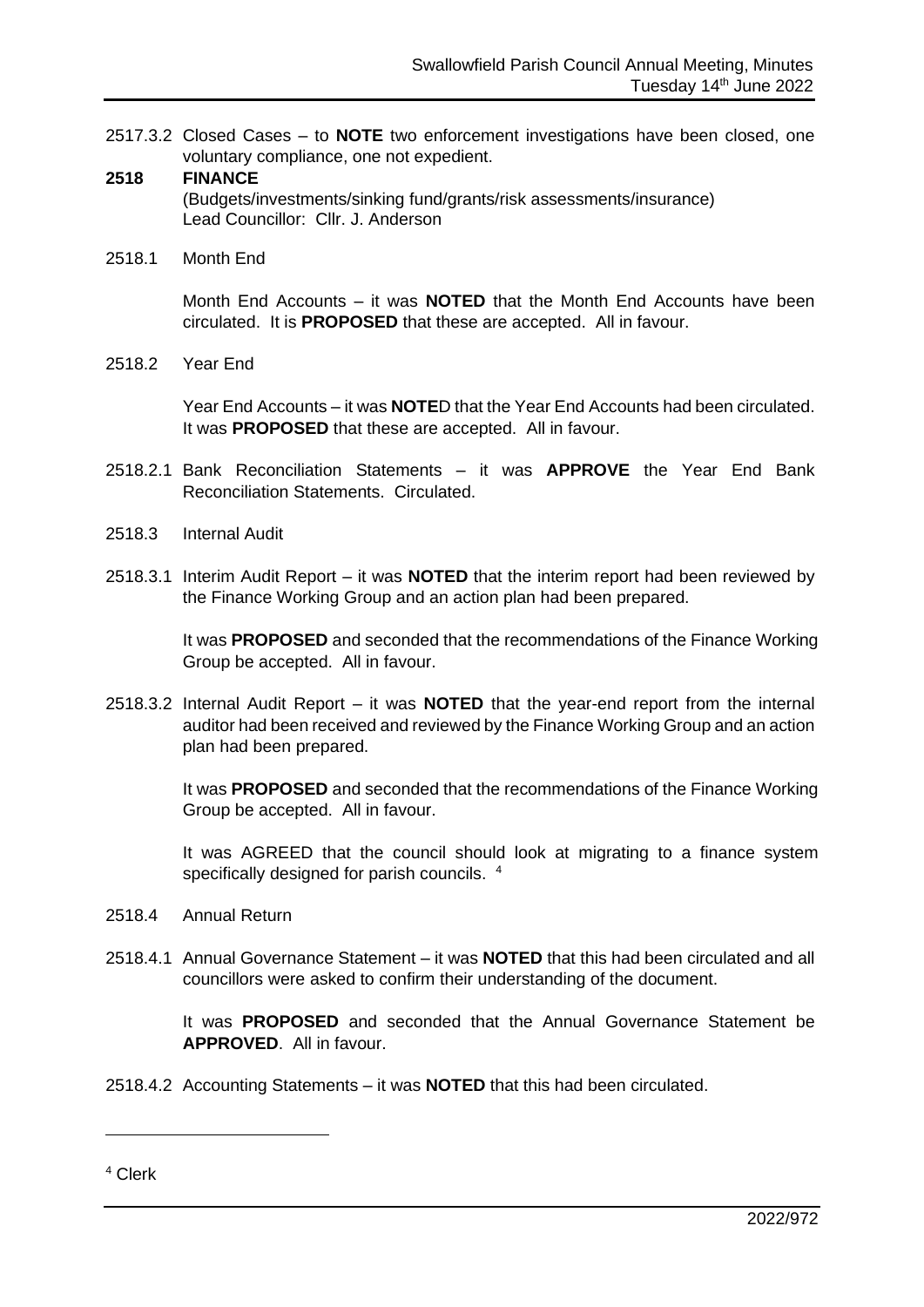2517.3.2 Closed Cases – to **NOTE** two enforcement investigations have been closed, one voluntary compliance, one not expedient.

**2518 FINANCE**

(Budgets/investments/sinking fund/grants/risk assessments/insurance)
Lead Councillor: Cllr. J. Anderson

2518.1 Month End

Month End Accounts – it was **NOTED** that the Month End Accounts have been circulated. It is **PROPOSED** that these are accepted. All in favour.

2518.2 Year End

Year End Accounts – it was **NOTE**D that the Year End Accounts had been circulated. It was **PROPOSED** that these are accepted. All in favour.

2518.2.1 Bank Reconciliation Statements – it was **APPROVE** the Year End Bank Reconciliation Statements. Circulated.

2518.3 Internal Audit

2518.3.1 Interim Audit Report – it was **NOTED** that the interim report had been reviewed by the Finance Working Group and an action plan had been prepared.

It was **PROPOSED** and seconded that the recommendations of the Finance Working Group be accepted. All in favour.

2518.3.2 Internal Audit Report – it was **NOTED** that the year-end report from the internal auditor had been received and reviewed by the Finance Working Group and an action plan had been prepared.

It was **PROPOSED** and seconded that the recommendations of the Finance Working Group be accepted. All in favour.

It was AGREED that the council should look at migrating to a finance system specifically designed for parish councils. [4]

2518.4 Annual Return

2518.4.1 Annual Governance Statement – it was **NOTED** that this had been circulated and all councillors were asked to confirm their understanding of the document.

It was **PROPOSED** and seconded that the Annual Governance Statement be **APPROVED**. All in favour.

2518.4.2 Accounting Statements – it was **NOTED** that this had been circulated.

[4] Clerk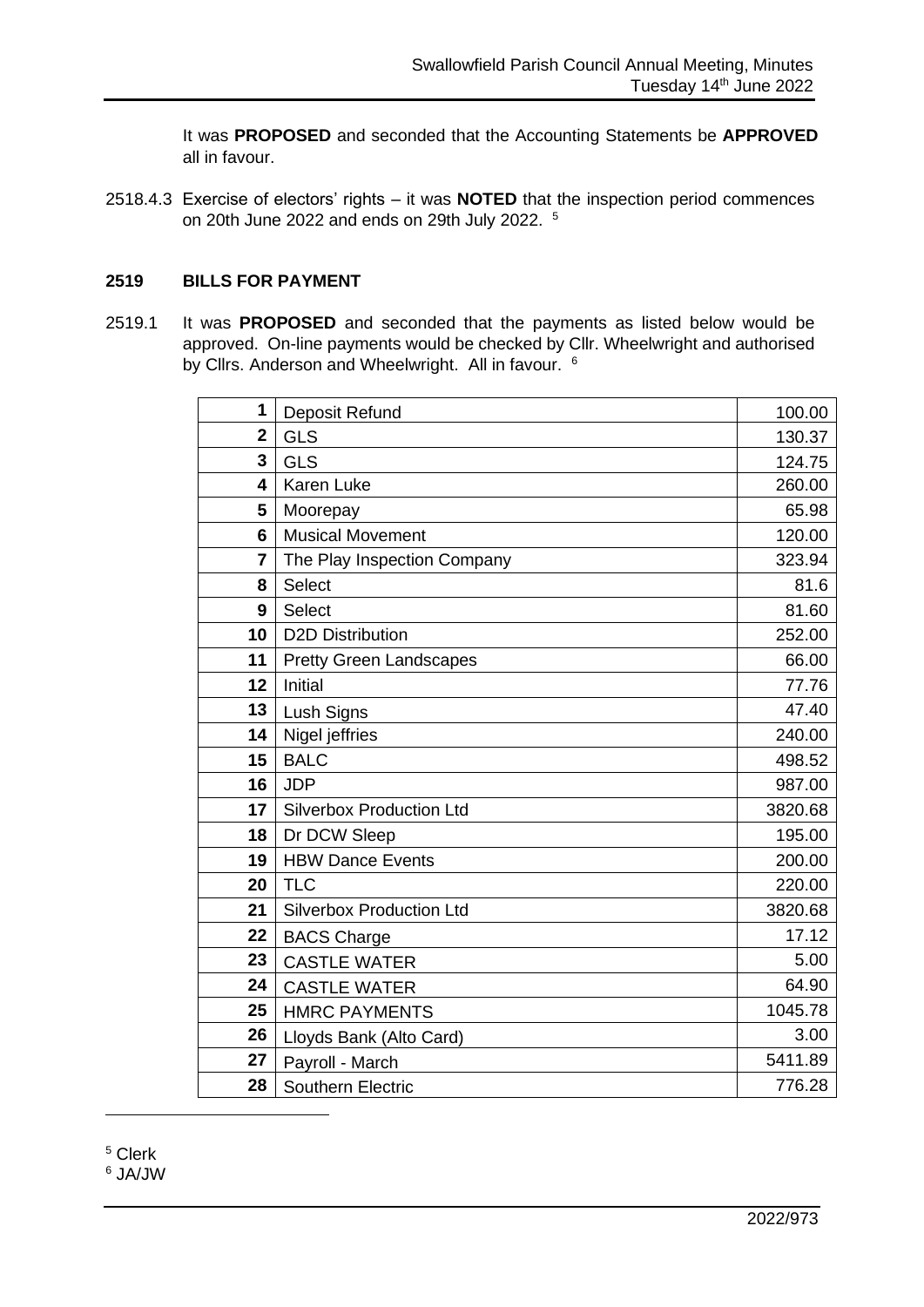It was **PROPOSED** and seconded that the Accounting Statements be **APPROVED** all in favour.

2518.4.3 Exercise of electors' rights – it was **NOTED** that the inspection period commences on 20th June 2022 and ends on 29th July 2022. [5]

## 2519 BILLS FOR PAYMENT

2519.1 It was **PROPOSED** and seconded that the payments as listed below would be approved. On-line payments would be checked by Cllr. Wheelwright and authorised by Cllrs. Anderson and Wheelwright. All in favour. [6]

| | | |
|---|---|---|
| **1** | Deposit Refund | 100.00 |
| **2** | GLS | 130.37 |
| **3** | GLS | 124.75 |
| **4** | Karen Luke | 260.00 |
| **5** | Moorepay | 65.98 |
| **6** | Musical Movement | 120.00 |
| **7** | The Play Inspection Company | 323.94 |
| **8** | Select | 81.6 |
| **9** | Select | 81.60 |
| **10** | D2D Distribution | 252.00 |
| **11** | Pretty Green Landscapes | 66.00 |
| **12** | Initial | 77.76 |
| **13** | Lush Signs | 47.40 |
| **14** | Nigel jeffries | 240.00 |
| **15** | BALC | 498.52 |
| **16** | JDP | 987.00 |
| **17** | Silverbox Production Ltd | 3820.68 |
| **18** | Dr DCW Sleep | 195.00 |
| **19** | HBW Dance Events | 200.00 |
| **20** | TLC | 220.00 |
| **21** | Silverbox Production Ltd | 3820.68 |
| **22** | BACS Charge | 17.12 |
| **23** | CASTLE WATER | 5.00 |
| **24** | CASTLE WATER | 64.90 |
| **25** | HMRC PAYMENTS | 1045.78 |
| **26** | Lloyds Bank (Alto Card) | 3.00 |
| **27** | Payroll - March | 5411.89 |
| **28** | Southern Electric | 776.28 |

[5] Clerk
[6] JA/JW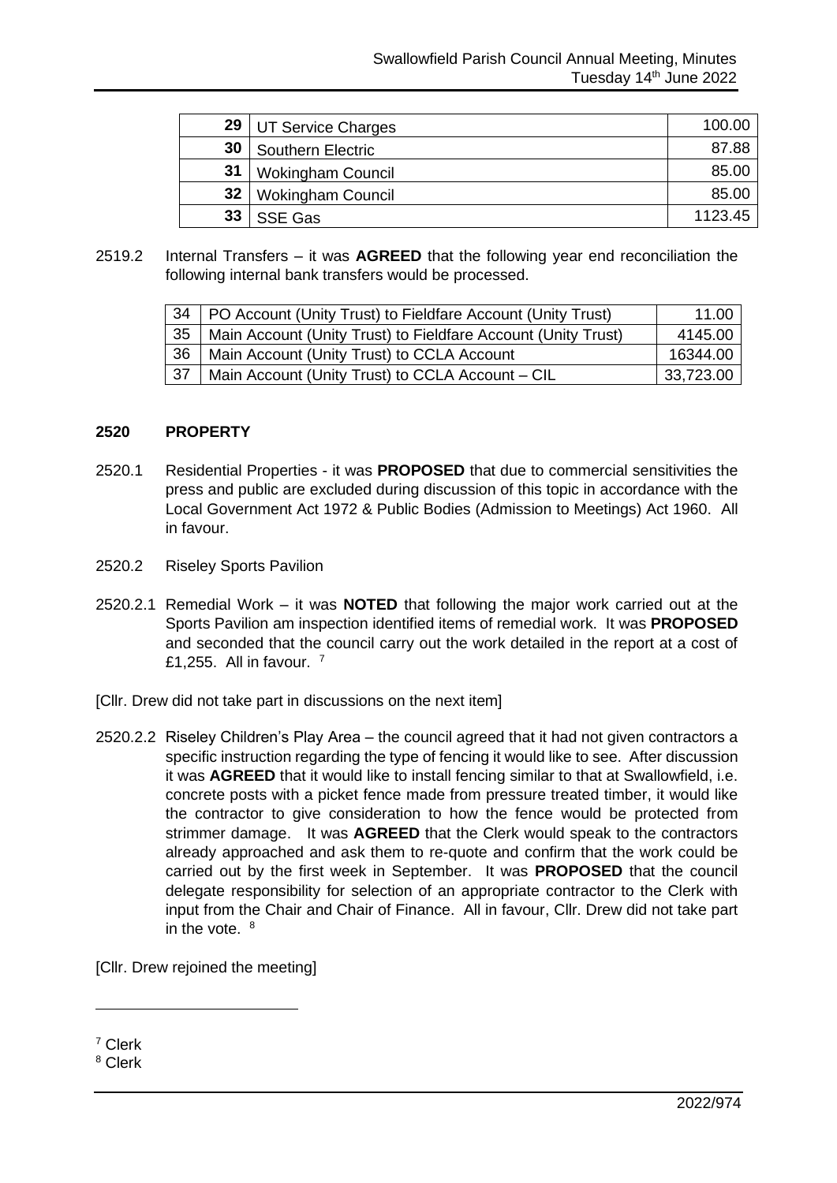| 29 | UT Service Charges | 100.00 |
|---|---|---|
| 30 | Southern Electric | 87.88 |
| 31 | Wokingham Council | 85.00 |
| 32 | Wokingham Council | 85.00 |
| 33 | SSE Gas | 1123.45 |

2519.2 Internal Transfers – it was **AGREED** that the following year end reconciliation the following internal bank transfers would be processed.

| 34 | PO Account (Unity Trust) to Fieldfare Account (Unity Trust) | 11.00 |
|---|---|---|
| 35 | Main Account (Unity Trust) to Fieldfare Account (Unity Trust) | 4145.00 |
| 36 | Main Account (Unity Trust) to CCLA Account | 16344.00 |
| 37 | Main Account (Unity Trust) to CCLA Account – CIL | 33,723.00 |

## 2520 PROPERTY

2520.1 Residential Properties - it was **PROPOSED** that due to commercial sensitivities the press and public are excluded during discussion of this topic in accordance with the Local Government Act 1972 & Public Bodies (Admission to Meetings) Act 1960. All in favour.

2520.2 Riseley Sports Pavilion

2520.2.1 Remedial Work – it was **NOTED** that following the major work carried out at the Sports Pavilion am inspection identified items of remedial work. It was **PROPOSED** and seconded that the council carry out the work detailed in the report at a cost of £1,255. All in favour. [7]

[Cllr. Drew did not take part in discussions on the next item]

2520.2.2 Riseley Children's Play Area – the council agreed that it had not given contractors a specific instruction regarding the type of fencing it would like to see. After discussion it was **AGREED** that it would like to install fencing similar to that at Swallowfield, i.e. concrete posts with a picket fence made from pressure treated timber, it would like the contractor to give consideration to how the fence would be protected from strimmer damage. It was **AGREED** that the Clerk would speak to the contractors already approached and ask them to re-quote and confirm that the work could be carried out by the first week in September. It was **PROPOSED** that the council delegate responsibility for selection of an appropriate contractor to the Clerk with input from the Chair and Chair of Finance. All in favour, Cllr. Drew did not take part in the vote. [8]

[Cllr. Drew rejoined the meeting]

[7] Clerk
[8] Clerk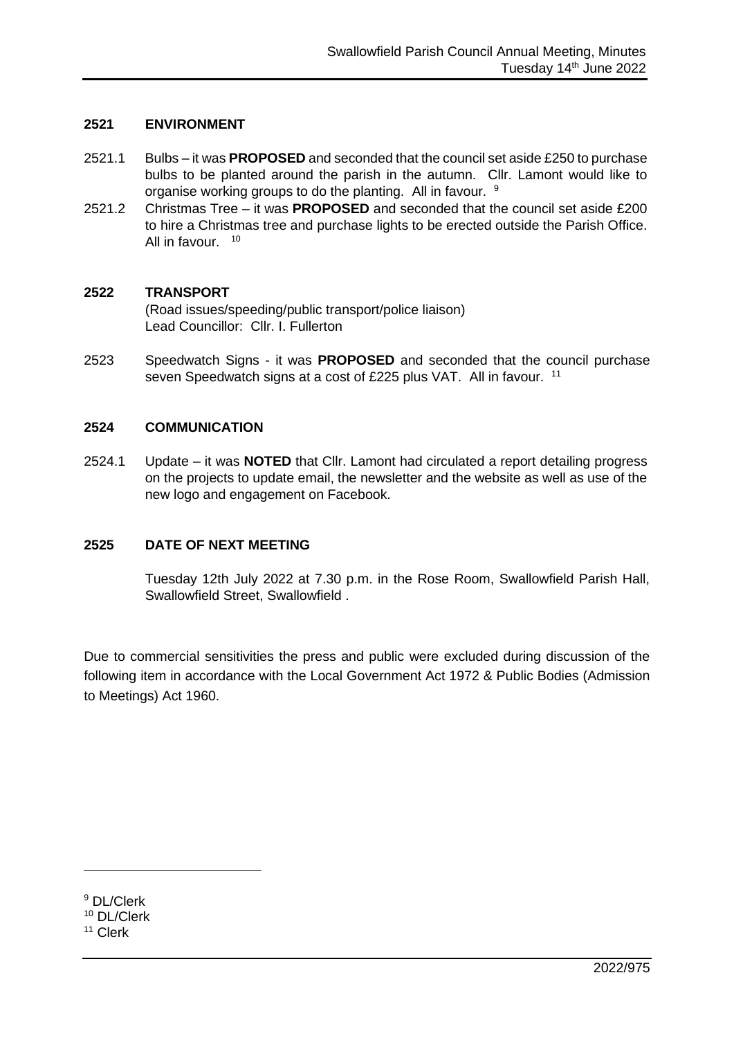## 2521 ENVIRONMENT

2521.1 Bulbs – it was **PROPOSED** and seconded that the council set aside £250 to purchase bulbs to be planted around the parish in the autumn. Cllr. Lamont would like to organise working groups to do the planting. All in favour. [9]

2521.2 Christmas Tree – it was **PROPOSED** and seconded that the council set aside £200 to hire a Christmas tree and purchase lights to be erected outside the Parish Office. All in favour. [10]

## 2522 TRANSPORT

(Road issues/speeding/public transport/police liaison)
Lead Councillor: Cllr. I. Fullerton

2523 Speedwatch Signs - it was **PROPOSED** and seconded that the council purchase seven Speedwatch signs at a cost of £225 plus VAT. All in favour. [11]

## 2524 COMMUNICATION

2524.1 Update – it was **NOTED** that Cllr. Lamont had circulated a report detailing progress on the projects to update email, the newsletter and the website as well as use of the new logo and engagement on Facebook.

## 2525 DATE OF NEXT MEETING

Tuesday 12th July 2022 at 7.30 p.m. in the Rose Room, Swallowfield Parish Hall, Swallowfield Street, Swallowfield .

Due to commercial sensitivities the press and public were excluded during discussion of the following item in accordance with the Local Government Act 1972 & Public Bodies (Admission to Meetings) Act 1960.

---

[9] DL/Clerk
[10] DL/Clerk
[11] Clerk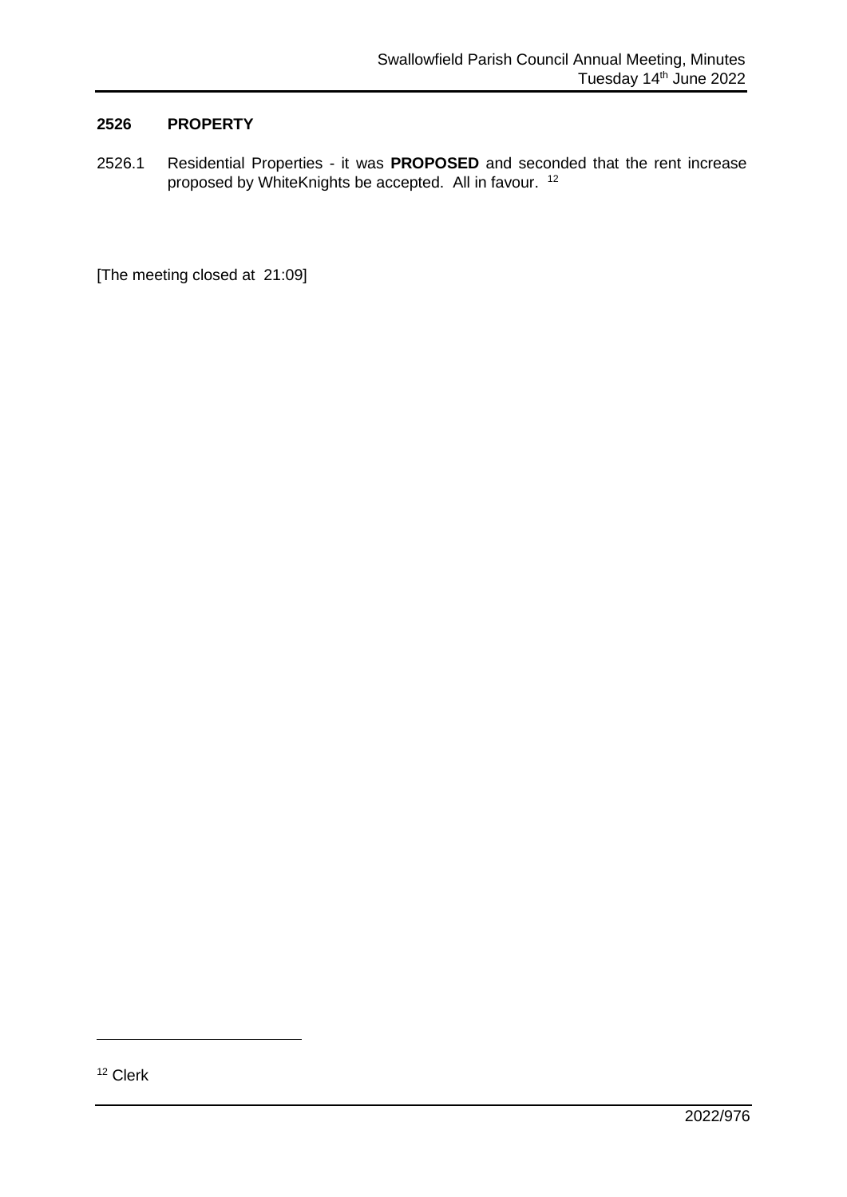## 2526 PROPERTY

2526.1 Residential Properties - it was **PROPOSED** and seconded that the rent increase proposed by WhiteKnights be accepted. All in favour. [12]

[The meeting closed at 21:09]

---

[12] Clerk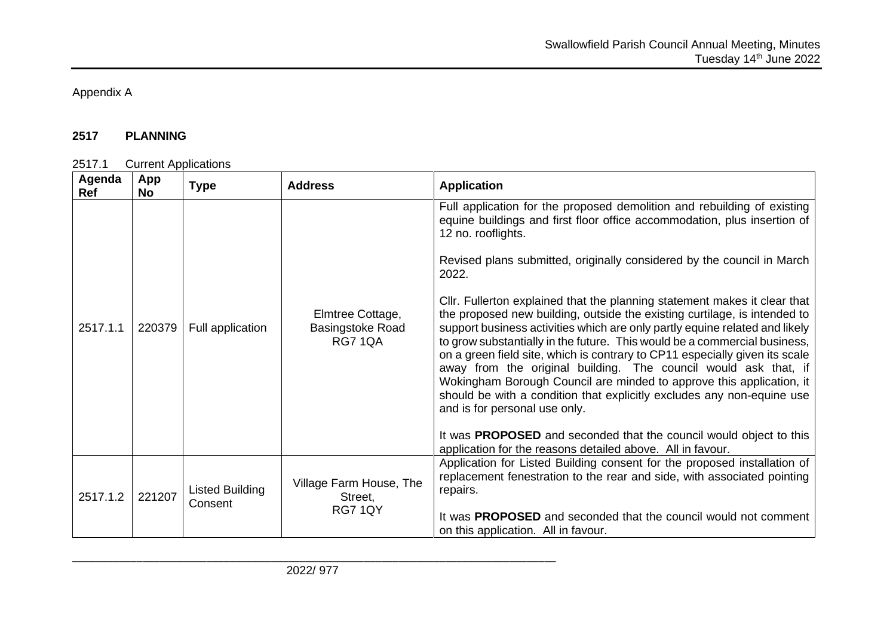Appendix A

## 2517 PLANNING

2517.1 Current Applications

| Agenda Ref | App No | Type | Address | Application |
|---|---|---|---|---|
| 2517.1.1 | 220379 | Full application | Elmtree Cottage, Basingstoke Road RG7 1QA | Full application for the proposed demolition and rebuilding of existing equine buildings and first floor office accommodation, plus insertion of 12 no. rooflights.<br><br>Revised plans submitted, originally considered by the council in March 2022.<br><br>Cllr. Fullerton explained that the planning statement makes it clear that the proposed new building, outside the existing curtilage, is intended to support business activities which are only partly equine related and likely to grow substantially in the future. This would be a commercial business, on a green field site, which is contrary to CP11 especially given its scale away from the original building. The council would ask that, if Wokingham Borough Council are minded to approve this application, it should be with a condition that explicitly excludes any non-equine use and is for personal use only.<br><br>It was **PROPOSED** and seconded that the council would object to this application for the reasons detailed above. All in favour. |
| 2517.1.2 | 221207 | Listed Building Consent | Village Farm House, The Street, RG7 1QY | Application for Listed Building consent for the proposed installation of replacement fenestration to the rear and side, with associated pointing repairs.<br><br>It was **PROPOSED** and seconded that the council would not comment on this application. All in favour. |

2022/ 977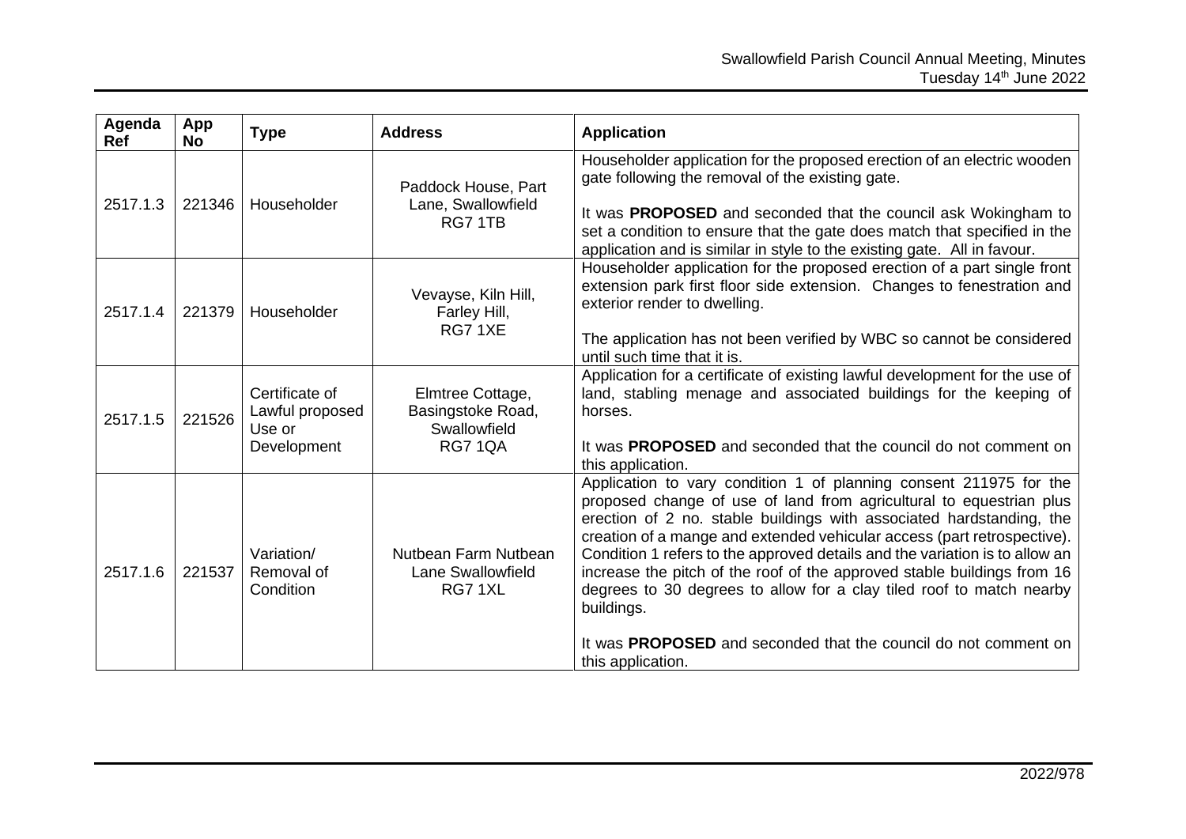| Agenda Ref | App No | Type | Address | Application |
|---|---|---|---|---|
| 2517.1.3 | 221346 | Householder | Paddock House, Part Lane, Swallowfield RG7 1TB | Householder application for the proposed erection of an electric wooden gate following the removal of the existing gate.<br><br>It was **PROPOSED** and seconded that the council ask Wokingham to set a condition to ensure that the gate does match that specified in the application and is similar in style to the existing gate. All in favour. |
| 2517.1.4 | 221379 | Householder | Vevayse, Kiln Hill, Farley Hill, RG7 1XE | Householder application for the proposed erection of a part single front extension park first floor side extension. Changes to fenestration and exterior render to dwelling.<br><br>The application has not been verified by WBC so cannot be considered until such time that it is. |
| 2517.1.5 | 221526 | Certificate of Lawful proposed Use or Development | Elmtree Cottage, Basingstoke Road, Swallowfield RG7 1QA | Application for a certificate of existing lawful development for the use of land, stabling menage and associated buildings for the keeping of horses.<br><br>It was **PROPOSED** and seconded that the council do not comment on this application. |
| 2517.1.6 | 221537 | Variation/ Removal of Condition | Nutbean Farm Nutbean Lane Swallowfield RG7 1XL | Application to vary condition 1 of planning consent 211975 for the proposed change of use of land from agricultural to equestrian plus erection of 2 no. stable buildings with associated hardstanding, the creation of a mange and extended vehicular access (part retrospective). Condition 1 refers to the approved details and the variation is to allow an increase the pitch of the roof of the approved stable buildings from 16 degrees to 30 degrees to allow for a clay tiled roof to match nearby buildings.<br><br>It was **PROPOSED** and seconded that the council do not comment on this application. |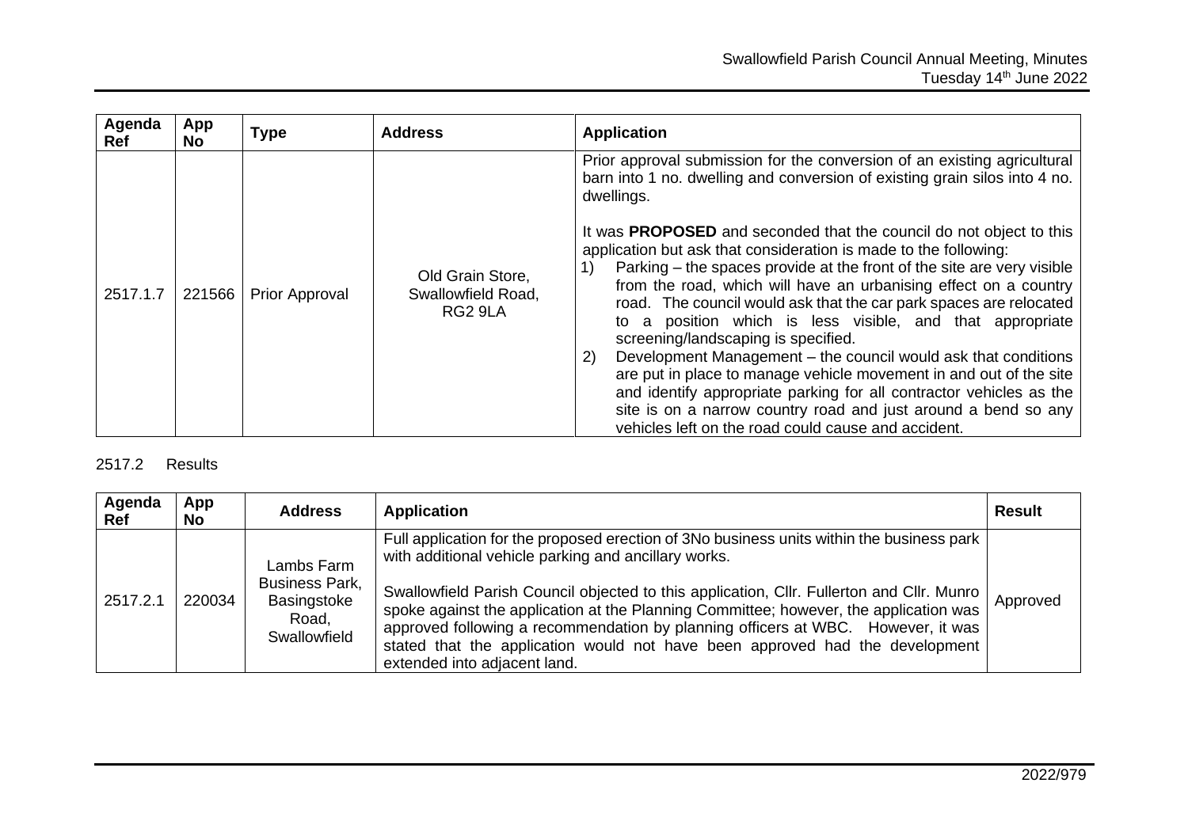| Agenda Ref | App No | Type | Address | Application |
|---|---|---|---|---|
| 2517.1.7 | 221566 | Prior Approval | Old Grain Store, Swallowfield Road, RG2 9LA | Prior approval submission for the conversion of an existing agricultural barn into 1 no. dwelling and conversion of existing grain silos into 4 no. dwellings.<br><br>It was **PROPOSED** and seconded that the council do not object to this application but ask that consideration is made to the following:<br>1) Parking – the spaces provide at the front of the site are very visible from the road, which will have an urbanising effect on a country road. The council would ask that the car park spaces are relocated to a position which is less visible, and that appropriate screening/landscaping is specified.<br>2) Development Management – the council would ask that conditions are put in place to manage vehicle movement in and out of the site and identify appropriate parking for all contractor vehicles as the site is on a narrow country road and just around a bend so any vehicles left on the road could cause and accident. |

2517.2 Results

| Agenda Ref | App No | Address | Application | Result |
|---|---|---|---|---|
| 2517.2.1 | 220034 | Lambs Farm Business Park, Basingstoke Road, Swallowfield | Full application for the proposed erection of 3No business units within the business park with additional vehicle parking and ancillary works.<br><br>Swallowfield Parish Council objected to this application, Cllr. Fullerton and Cllr. Munro spoke against the application at the Planning Committee; however, the application was approved following a recommendation by planning officers at WBC. However, it was stated that the application would not have been approved had the development extended into adjacent land. | Approved |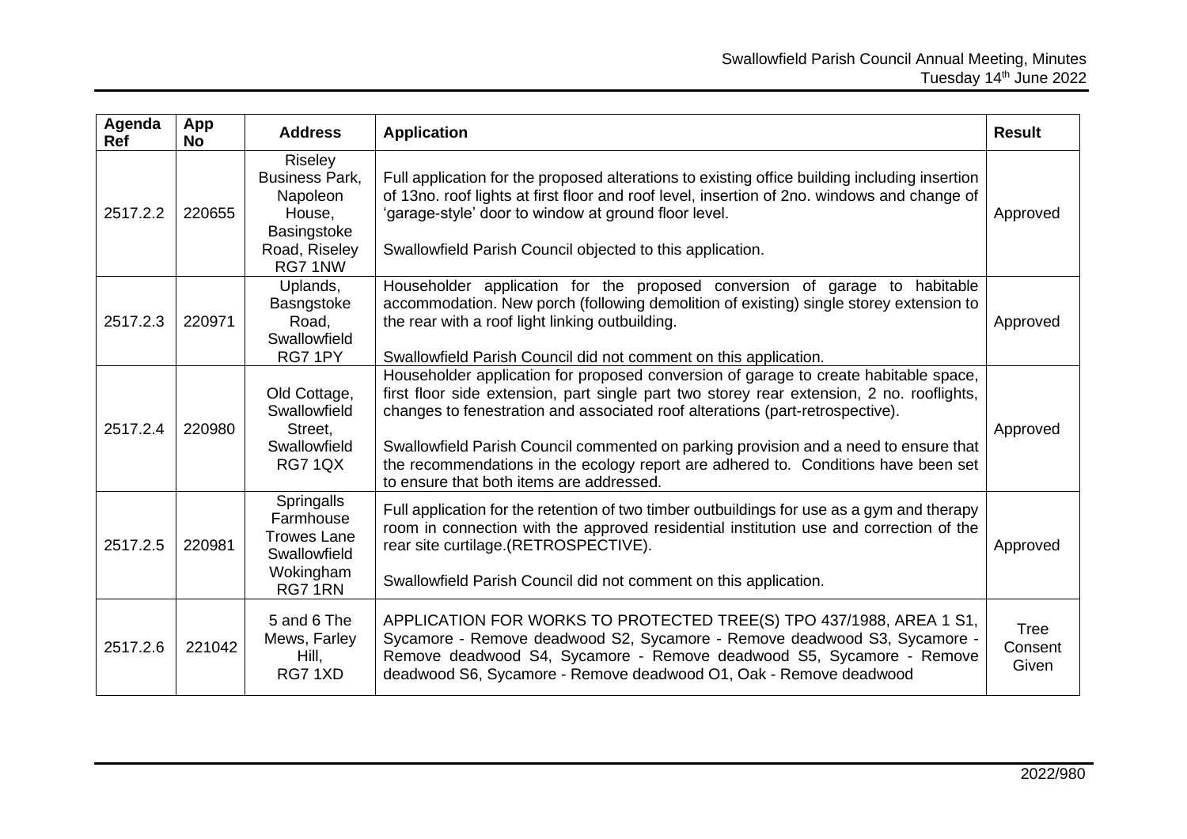| Agenda Ref | App No | Address | Application | Result |
|---|---|---|---|---|
| 2517.2.2 | 220655 | Riseley Business Park, Napoleon House, Basingstoke Road, Riseley RG7 1NW | Full application for the proposed alterations to existing office building including insertion of 13no. roof lights at first floor and roof level, insertion of 2no. windows and change of 'garage-style' door to window at ground floor level.<br><br>Swallowfield Parish Council objected to this application. | Approved |
| 2517.2.3 | 220971 | Uplands, Basngstoke Road, Swallowfield RG7 1PY | Householder application for the proposed conversion of garage to habitable accommodation. New porch (following demolition of existing) single storey extension to the rear with a roof light linking outbuilding.<br><br>Swallowfield Parish Council did not comment on this application. | Approved |
| 2517.2.4 | 220980 | Old Cottage, Swallowfield Street, Swallowfield RG7 1QX | Householder application for proposed conversion of garage to create habitable space, first floor side extension, part single part two storey rear extension, 2 no. rooflights, changes to fenestration and associated roof alterations (part-retrospective).<br><br>Swallowfield Parish Council commented on parking provision and a need to ensure that the recommendations in the ecology report are adhered to. Conditions have been set to ensure that both items are addressed. | Approved |
| 2517.2.5 | 220981 | Springalls Farmhouse Trowes Lane Swallowfield Wokingham RG7 1RN | Full application for the retention of two timber outbuildings for use as a gym and therapy room in connection with the approved residential institution use and correction of the rear site curtilage.(RETROSPECTIVE).<br><br>Swallowfield Parish Council did not comment on this application. | Approved |
| 2517.2.6 | 221042 | 5 and 6 The Mews, Farley Hill, RG7 1XD | APPLICATION FOR WORKS TO PROTECTED TREE(S) TPO 437/1988, AREA 1 S1, Sycamore - Remove deadwood S2, Sycamore - Remove deadwood S3, Sycamore - Remove deadwood S4, Sycamore - Remove deadwood S5, Sycamore - Remove deadwood S6, Sycamore - Remove deadwood O1, Oak - Remove deadwood | Tree Consent Given |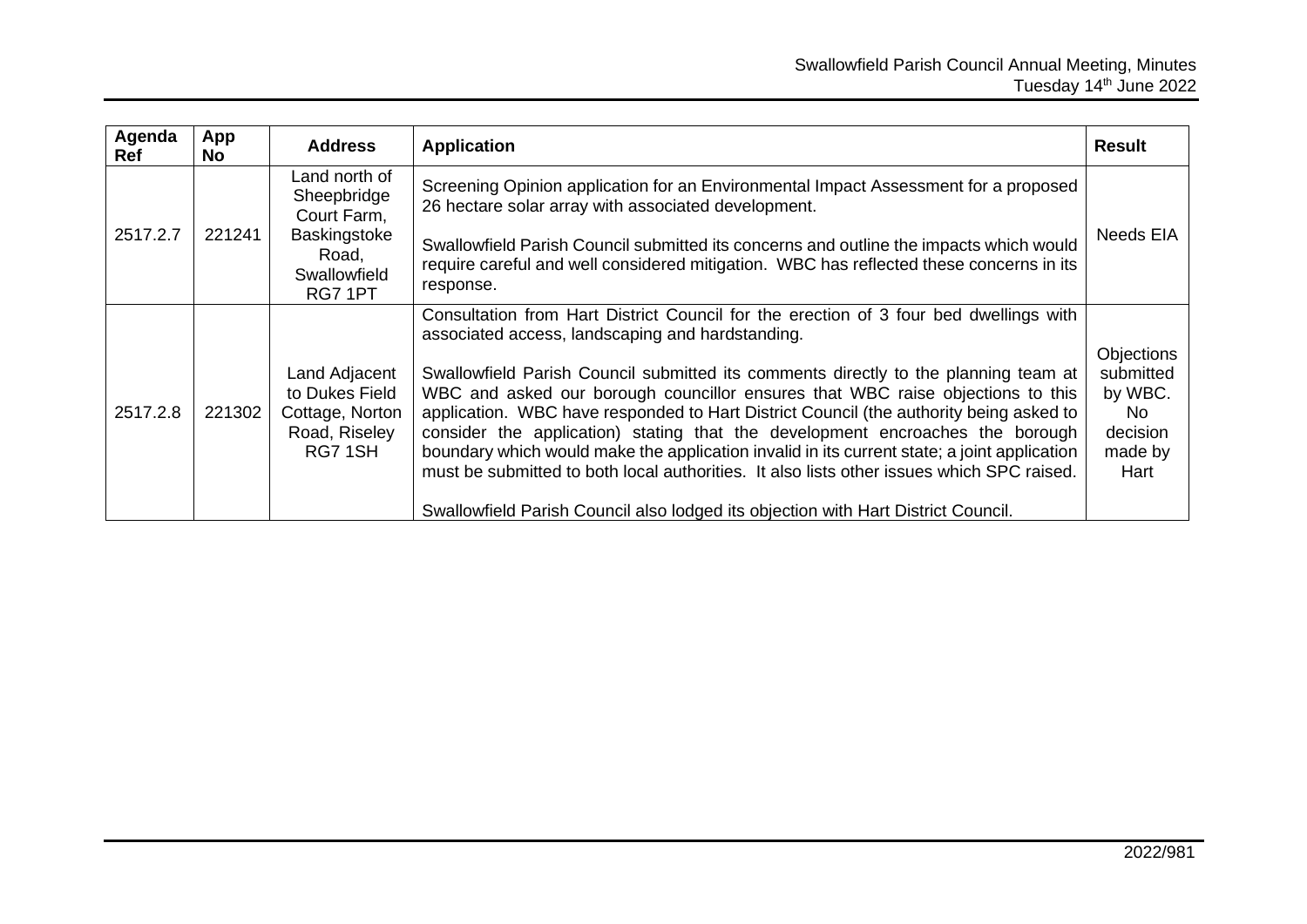| Agenda Ref | App No | Address | Application | Result |
|---|---|---|---|---|
| 2517.2.7 | 221241 | Land north of Sheepbridge Court Farm, Baskingstoke Road, Swallowfield RG7 1PT | Screening Opinion application for an Environmental Impact Assessment for a proposed 26 hectare solar array with associated development.<br><br>Swallowfield Parish Council submitted its concerns and outline the impacts which would require careful and well considered mitigation. WBC has reflected these concerns in its response. | Needs EIA |
| 2517.2.8 | 221302 | Land Adjacent to Dukes Field Cottage, Norton Road, Riseley RG7 1SH | Consultation from Hart District Council for the erection of 3 four bed dwellings with associated access, landscaping and hardstanding.<br><br>Swallowfield Parish Council submitted its comments directly to the planning team at WBC and asked our borough councillor ensures that WBC raise objections to this application. WBC have responded to Hart District Council (the authority being asked to consider the application) stating that the development encroaches the borough boundary which would make the application invalid in its current state; a joint application must be submitted to both local authorities. It also lists other issues which SPC raised.<br><br>Swallowfield Parish Council also lodged its objection with Hart District Council. | Objections submitted by WBC. No decision made by Hart |

2022/981